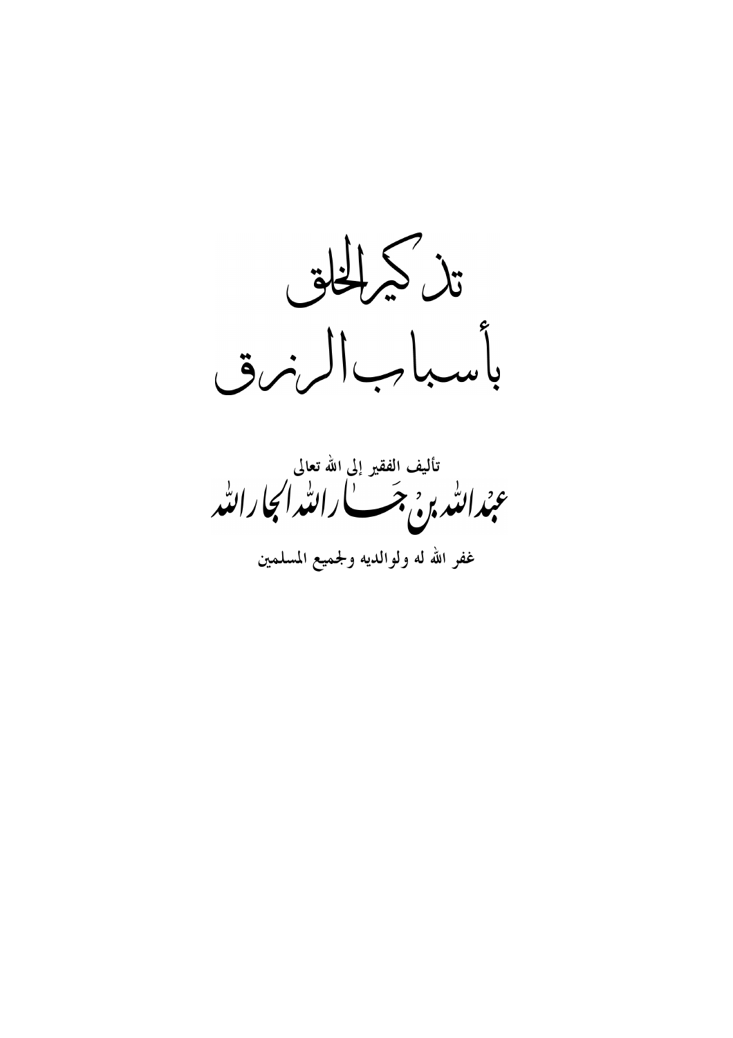# تذكير الخلق بأسباب الرزق

تأليف الفقير إلى الله تعالى

**عبدالله بن جار الله الجار الله**

غفر الله له ولوالديه ولجميع المسلمين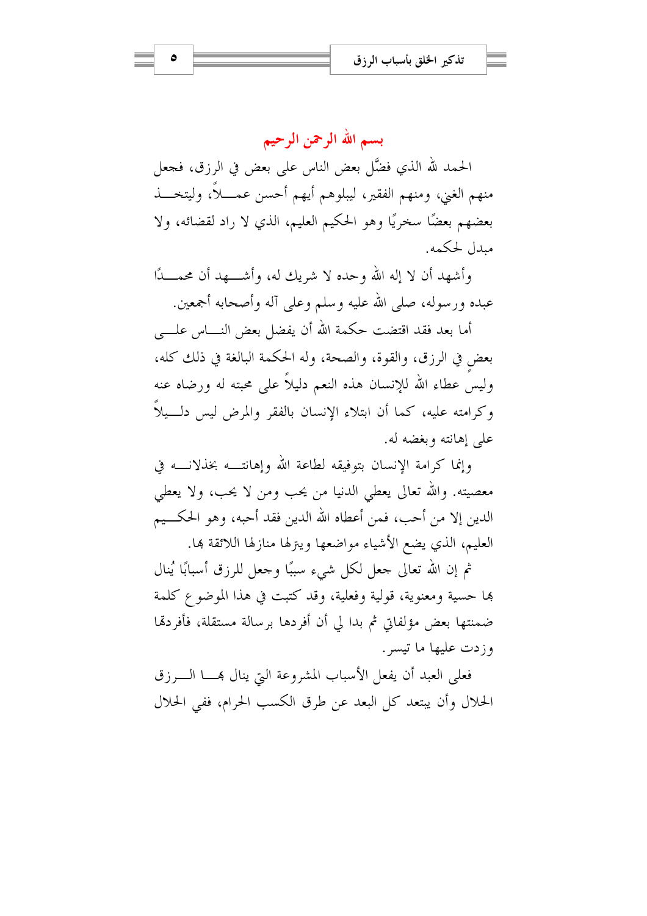## بسم الله الرحمن الرحيم

الحمد لله الذي فضَّل بعض الناس على بعض في الرزق، فجعل منهم الغني، ومنهم الفقير، ليبلوهم أيهم أحسن عملاً، وليتخذ بعضهم بعضًا سخريًا وهو الحكيم العليم، الذي لا راد لقضائه، ولا مبدل لحكمه.

وأشهد أن لا إله الله وحده لا شريك له، وأشهد أن محمدًا عبده ورسوله، صلى الله عليه وسلم وعلى آله وأصحابه أجمعين.

أما بعد فقد اقتضت حكمة الله أن يفضل بعض الناس على بعضٍ في الرزق، والقوة، والصحة، وله الحكمة البالغة في ذلك كله، وليس عطاء الله للإنسان هذه النعم دليلاً على محبته له ورضاه عنه وكرامته عليه، كما أن ابتلاء الإنسان بالفقر والمرض ليس دليلاً على إهانته وبغضه له.

وإنما كرامة الإنسان بتوفيقه لطاعة الله وإهانته بخذلانه في معصيته. والله تعالى يعطي الدنيا من يحب ومن لا يحب، ولا يعطي الدين إلا من أحب، فمن أعطاه الله الدين فقد أحبه، وهو الحكيم العليم، الذي يضع الأشياء مواضعها وينزلها منازلها اللائقة بها.

ثم إن الله تعالى جعل لكل شيء سببًا وجعل للرزق أسبابًا يُنال بها حسية ومعنوية، قولية وفعلية، وقد كتبت في هذا الموضوع كلمة ضمنتها بعض مؤلفاتي ثم بدا لي أن أفردها برسالة مستقلة، فأفردتها وزدت عليها ما تيسر.

فعلى العبد أن يفعل الأسباب المشروعة التي ينال بها الرزق الحلال وأن يبتعد كل البعد عن طرق الكسب الحرام، ففي الحلال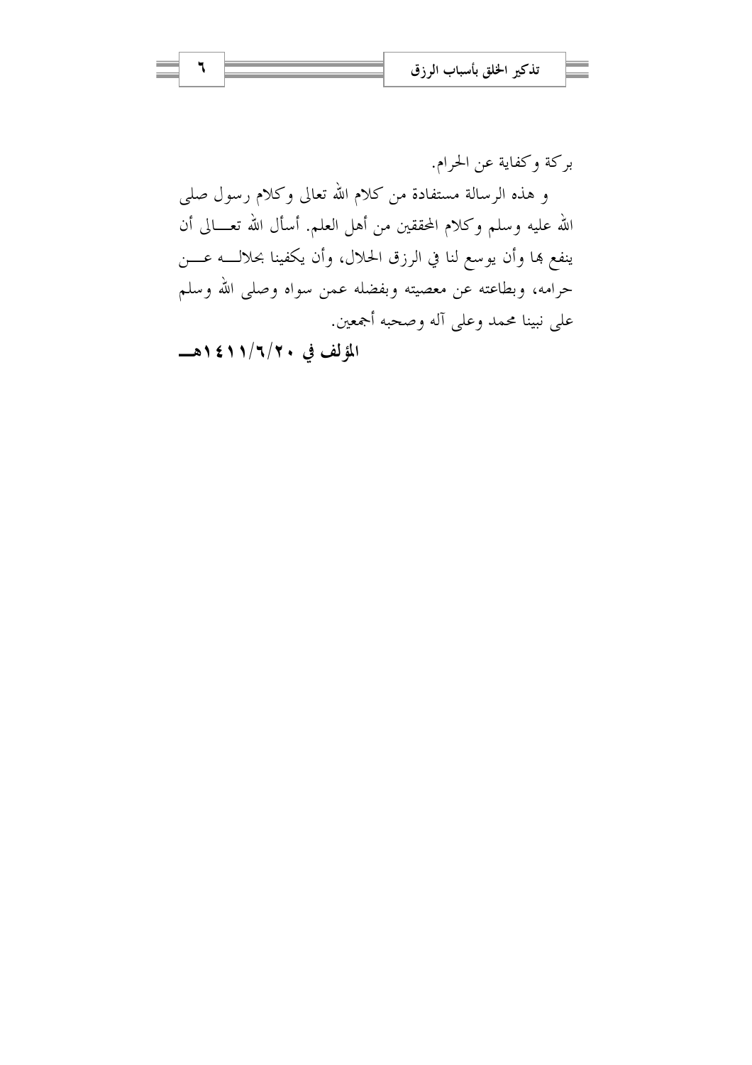بركة وكفاية عن الحرام.

و هذه الرسالة مستفادة من كلام الله تعالى وكلام رسول صلى الله عليه وسلم وكلام المحققين من أهل العلم. أسأل الله تعالى أن ينفع بها وأن يوسع لنا في الرزق الحلال، وأن يكفينا بحلاله عن حرامه، وبطاعته عن معصيته وبفضله عمن سواه وصلى الله وسلم على نبينا محمد وعلى آله وصحبه أجمعين.

**المؤلف في ١٤١١/٦/٢٠هـ**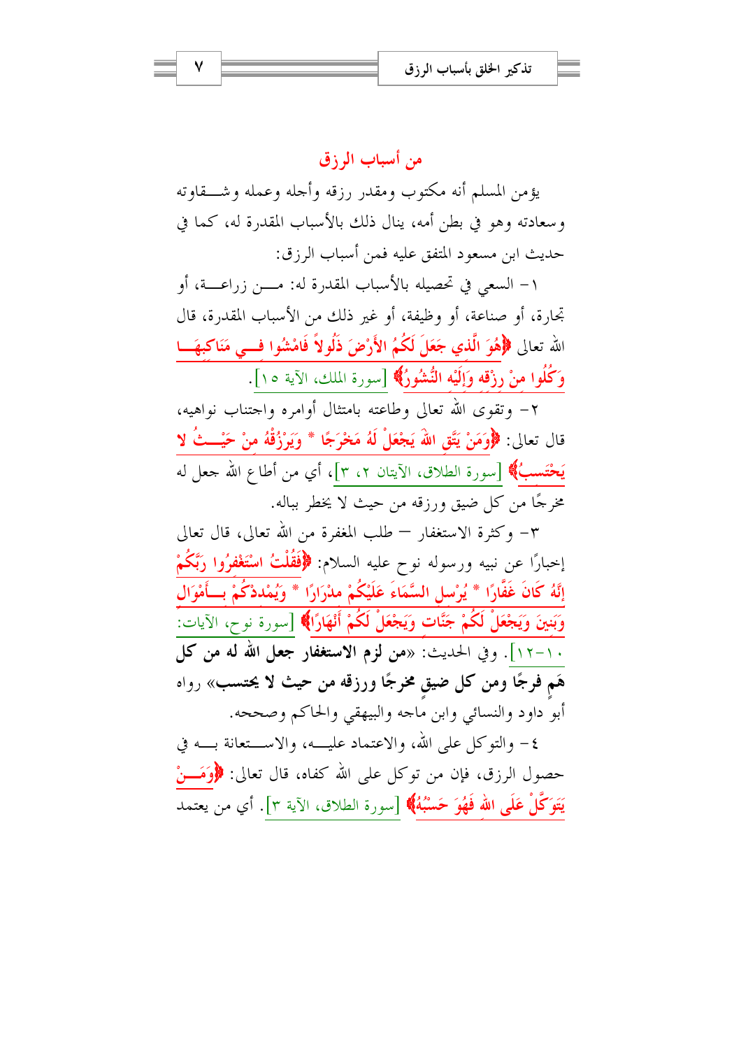## من أسباب الرزق

يؤمن المسلم أنه مكتوب ومقدر رزقه وأجله وعمله وشقاوته وسعادته وهو في بطن أمه، ينال ذلك بالأسباب المقدرة له، كما في حديث ابن مسعود المتفق عليه فمن أسباب الرزق:

١- السعي في تحصيله بالأسباب المقدرة له: من زراعة، أو تجارة، أو صناعة، أو وظيفة، أو غير ذلك من الأسباب المقدرة، قال الله تعالى ﴿هُوَ الَّذِي جَعَلَ لَكُمُ الأَرْضَ ذَلُولاً فَامْشُوا فِي مَنَاكِبِهَا وَكُلُوا مِنْ رِزْقِهِ وَإِلَيْهِ النُّشُورُ﴾ [سورة الملك، الآية ١٥].

٢- وتقوى الله تعالى وطاعته بامتثال أوامره واجتناب نواهيه، قال تعالى: ﴿وَمَنْ يَتَّقِ اللهَ يَجْعَلْ لَهُ مَخْرَجًا * وَيَرْزُقْهُ مِنْ حَيْثُ لا يَحْتَسِبُ﴾ [سورة الطلاق، الآيتان ٢، ٣]، أي من أطاع الله جعل له مخرجًا من كل ضيق ورزقه من حيث لا يخطر بباله.

٣- وكثرة الاستغفار – طلب المغفرة من الله تعالى، قال تعالى إخبارًا عن نبيه ورسوله نوح عليه السلام: ﴿فَقُلْتُ اسْتَغْفِرُوا رَبَّكُمْ إِنَّهُ كَانَ غَفَّارًا * يُرْسِلِ السَّمَاءَ عَلَيْكُمْ مِدْرَارًا * وَيُمْدِدْكُمْ بِأَمْوَالٍ وَبَنِينَ وَيَجْعَلْ لَكُمْ جَنَّاتٍ وَيَجْعَلْ لَكُمْ أَنْهَارًا﴾ [سورة نوح، الآيات: ١٠-١٢]. وفي الحديث: «**من لزم الاستغفار جعل الله له من كل هَم فرجًا ومن كل ضيق مخرجًا ورزقه من حيث لا يحتسب**» رواه أبو داود والنسائي وابن ماجه والبيهقي والحاكم وصححه.

٤- والتوكل على الله، والاعتماد عليه، والاستعانة به في حصول الرزق، فإن من توكل على الله كفاه، قال تعالى: ﴿وَمَنْ يَتَوَكَّلْ عَلَى اللهِ فَهُوَ حَسْبُهُ﴾ [سورة الطلاق، الآية ٣]. أي من يعتمد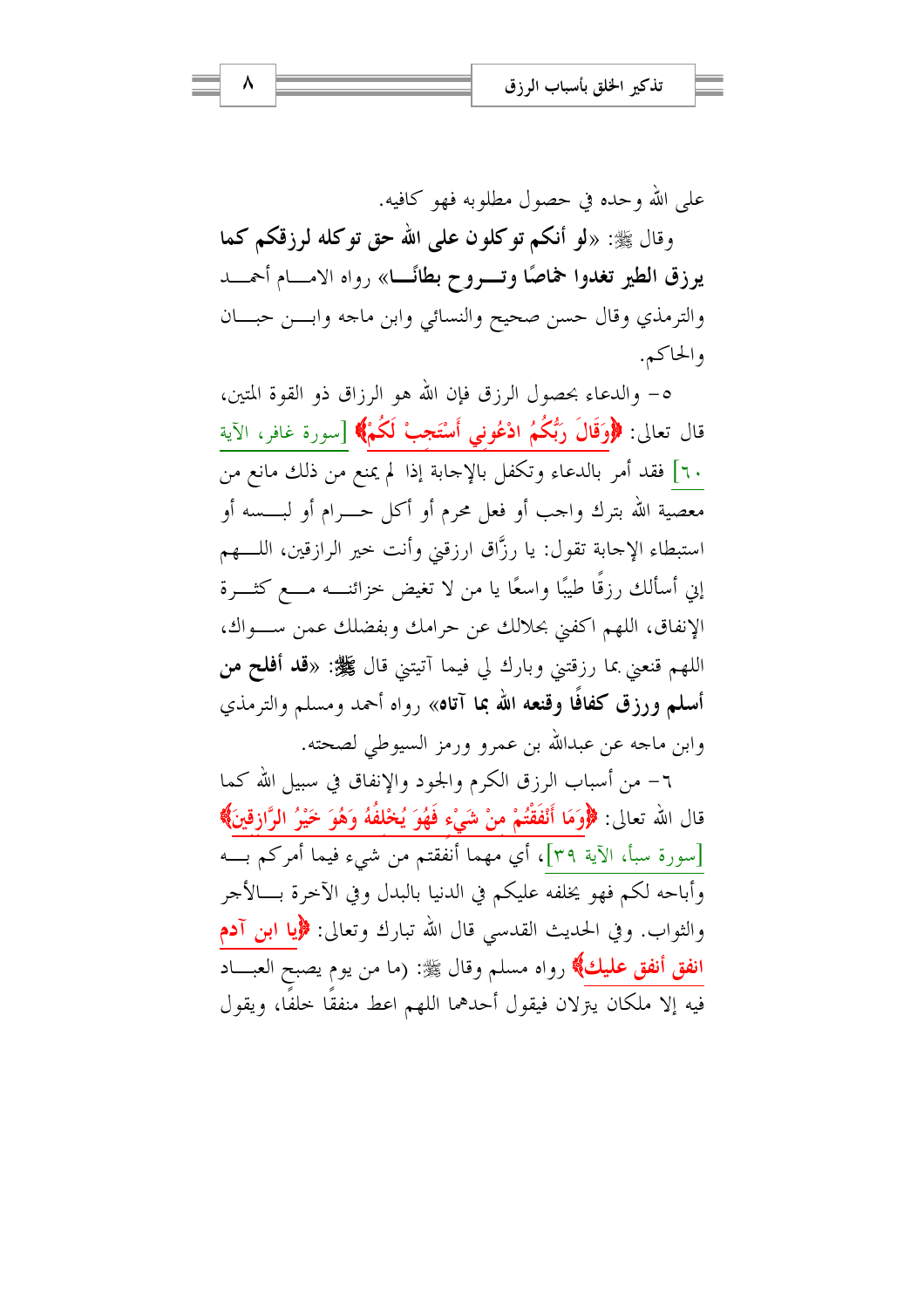على الله وحده في حصول مطلوبه فهو كافيه.

وقال ﷺ: «**لو أنكم توكلون على الله حق توكله لرزقكم كما يرزق الطير تغدوا خماصًا وتــروح بطانًــا**» رواه الامــام أحمــد والترمذي وقال حسن صحيح والنسائي وابن ماجه وابـن حبــان والحاكم.

٥- والدعاء بحصول الرزق فإن الله هو الرزاق ذو القوة المتين، قال تعالى: ﴿**وَقَالَ رَبُّكُمُ ادْعُونِي أَسْتَجِبْ لَكُمْ**﴾ [سورة غافر، الآية ٦٠] فقد أمر بالدعاء وتكفل بالإجابة إذا لم يمنع من ذلك مانع من معصية الله بترك واجب أو فعل محرم أو أكل حــرام أو لبــسه أو استبطاء الإجابة تقول: يا رزَّاق ارزقني وأنت خير الرازقين، اللــهم إني أسألك رزقًا طيبًا واسعًا يا من لا تغيض خزائنــه مــع كثــرة الإنفاق، اللهم اكفني بحلالك عن حرامك وبفضلك عمن ســواك، اللهم قنعني بما رزقتني وبارك لي فيما آتيتني قال ﷺ: «**قد أفلح من أسلم ورزق كفافًا وقنعه الله بما آتاه**» رواه أحمد ومسلم والترمذي وابن ماجه عن عبدالله بن عمرو ورمز السيوطي لصحته.

٦- من أسباب الرزق الكرم والجود والإنفاق في سبيل الله كما قال الله تعالى: ﴿**وَمَا أَنْفَقْتُمْ مِنْ شَيْءٍ فَهُوَ يُخْلِفُهُ وَهُوَ خَيْرُ الرَّازِقِينَ**﴾ [سورة سبأ، الآية ٣٩]، أي مهما أنفقتم من شيء فيما أمركم بــه وأباحه لكم فهو يخلفه عليكم في الدنيا بالبدل وفي الآخرة بــالأجر والثواب. وفي الحديث القدسي قال الله تبارك وتعالى: ﴿**يا ابن آدم انفق أنفق عليك**﴾ رواه مسلم وقال ﷺ: (ما من يوم يصبح العبــاد فيه إلا ملكان يترلان فيقول أحدهما اللهم اعط منفقًا خلفًا، ويقول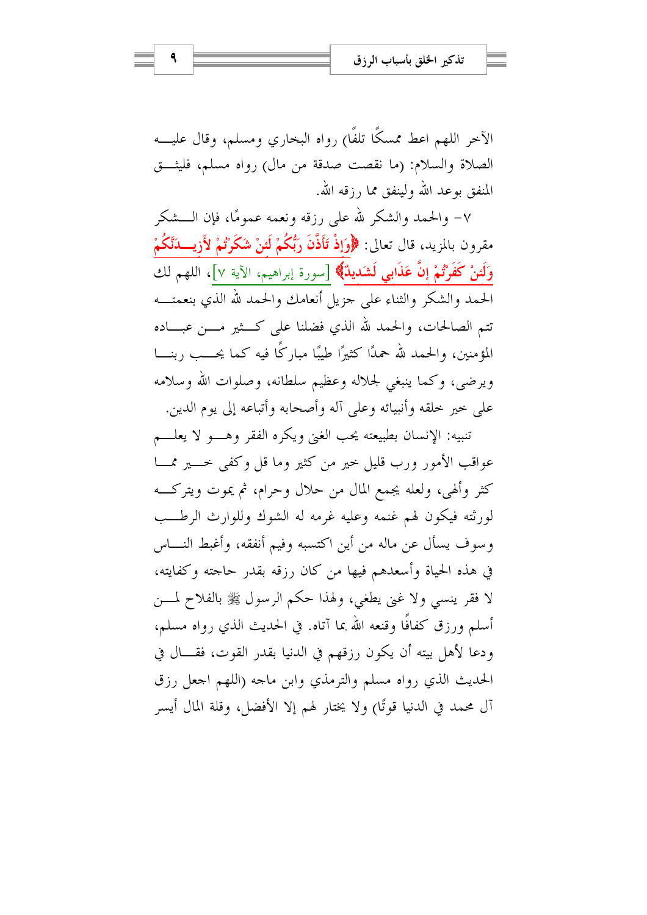الآخر اللهم اعط ممسكًا تلفًا) رواه البخاري ومسلم، وقال عليه الصلاة والسلام: (ما نقصت صدقة من مال) رواه مسلم، فليثق المنفق بوعد الله ولينفق مما رزقه الله.

٧- والحمد والشكر لله على رزقه ونعمه عمومًا، فإن الشكر مقرون بالمزيد، قال تعالى: ﴿وَإِذْ تَأَذَّنَ رَبُّكُمْ لَئِنْ شَكَرْتُمْ لَأَزِيدَنَّكُمْ وَلَئِنْ كَفَرْتُمْ إِنَّ عَذَابِي لَشَدِيدٌ﴾ [سورة إبراهيم، الآية ٧]، اللهم لك الحمد والشكر والثناء على جزيل أنعامك والحمد لله الذي بنعمته تتم الصالحات، والحمد لله الذي فضلنا على كثير من عباده المؤمنين، والحمد لله حمدًا كثيرًا طيبًا مباركًا فيه كما يحب ربنا ويرضى، وكما ينبغي لجلاله وعظيم سلطانه، وصلوات الله وسلامه على خير خلقه وأنبيائه وعلى آله وأصحابه وأتباعه إلى يوم الدين.

تنبيه: الإنسان بطبيعته يحب الغنى ويكره الفقر وهو لا يعلم عواقب الأمور ورب قليل خير من كثير وما قل وكفى خير مما كثر وألهى، ولعله يجمع المال من حلال وحرام، ثم يموت ويتركه لورثته فيكون لهم غنمه وعليه غرمه له الشوك وللوارث الرطب وسوف يسأل عن ماله من أين اكتسبه وفيم أنفقه، وأغبط الناس في هذه الحياة وأسعدهم فيها من كان رزقه بقدر حاجته وكفايته، لا فقر ينسي ولا غنى يطغي، ولهذا حكم الرسول ﷺ بالفلاح لمن أسلم ورزق كفافًا وقنعه الله بما آتاه. في الحديث الذي رواه مسلم، ودعا لأهل بيته أن يكون رزقهم في الدنيا بقدر القوت، فقال في الحديث الذي رواه مسلم والترمذي وابن ماجه (اللهم اجعل رزق آل محمد في الدنيا قوتًا) ولا يختار لهم إلا الأفضل، وقلة المال أيسر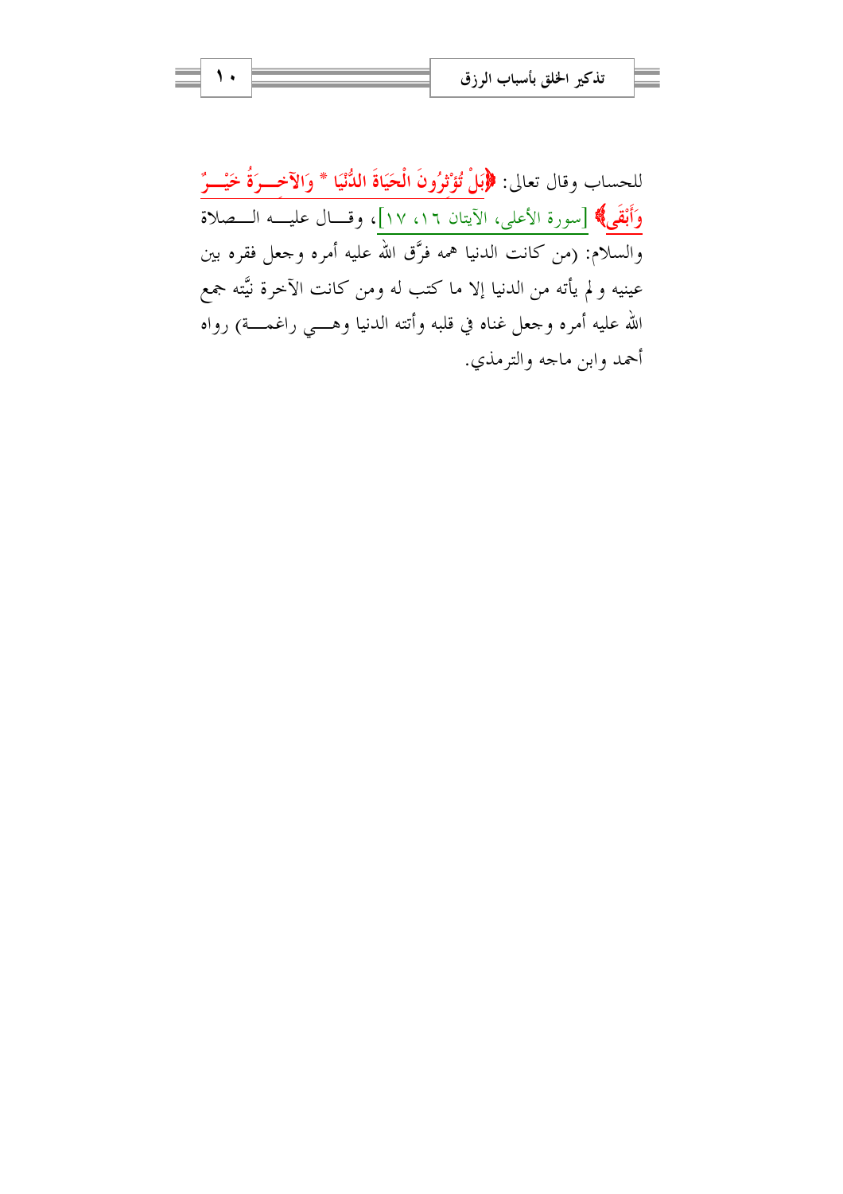للحساب وقال تعالى: ﴿بَلْ تُؤْثِرُونَ الْحَيَاةَ الدُّنْيَا * وَالآخِرَةُ خَيْرٌ وَأَبْقَى﴾ [سورة الأعلى، الآيتان ١٦، ١٧]، وقال عليه الصلاة والسلام: (من كانت الدنيا همه فرَّق الله عليه أمره وجعل فقره بين عينيه و لم يأته من الدنيا إلا ما كتب له ومن كانت الآخرة نيَّته جمع الله عليه أمره وجعل غناه في قلبه وأتته الدنيا وهي راغمة) رواه أحمد وابن ماجه والترمذي.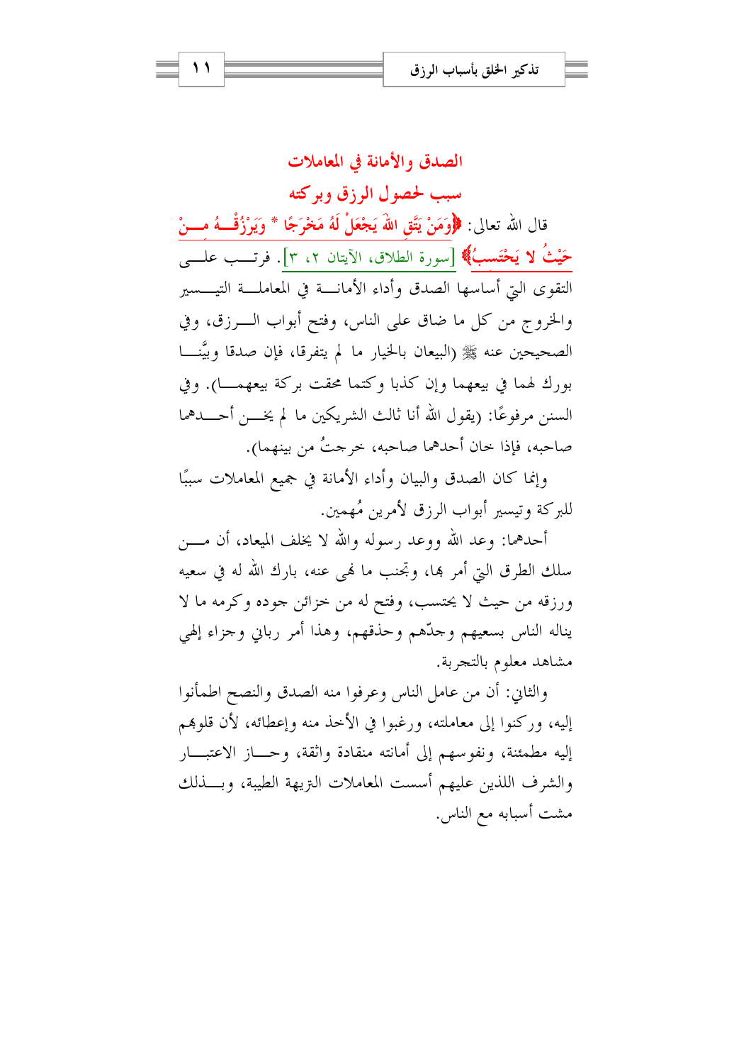## الصدق والأمانة في المعاملات سبب لحصول الرزق وبركته

قال الله تعالى: ﴿وَمَنْ يَتَّقِ اللهَ يَجْعَلْ لَهُ مَخْرَجًا * وَيَرْزُقْهُ مِنْ حَيْثُ لا يَحْتَسِبُ﴾ [سورة الطلاق، الآيتان ٢، ٣]. فرتب على التقوى التي أساسها الصدق وأداء الأمانة في المعاملة التيسير والخروج من كل ما ضاق على الناس، وفتح أبواب الرزق، وفي الصحيحين عنه ﷺ (البيعان بالخيار ما لم يتفرقا، فإن صدقا وبيَّنا بورك لهما في بيعهما وإن كذبا وكتما محقت بركة بيعهما). وفي السنن مرفوعًا: (يقول الله أنا ثالث الشريكين ما لم يخن أحدهما صاحبه، فإذا خان أحدهما صاحبه، خرجتُ من بينهما).

وإنما كان الصدق والبيان وأداء الأمانة في جميع المعاملات سببًا للبركة وتيسير أبواب الرزق لأمرين مُهمين.

أحدهما: وعد الله ووعد رسوله والله لا يخلف الميعاد، أن من سلك الطرق التي أمر بها، وتجنب ما نهى عنه، بارك الله له في سعيه ورزقه من حيث لا يحتسب، وفتح له من خزائن جوده وكرمه ما لا يناله الناس بسعيهم وجدّهم وحذقهم، وهذا أمر رباني وجزاء إلهي مشاهد معلوم بالتجربة.

والثاني: أن من عامل الناس وعرفوا منه الصدق والنصح اطمأنوا إليه، وركنوا إلى معاملته، ورغبوا في الأخذ منه وإعطائه، لأن قلوبهم إليه مطمئنة، ونفوسهم إلى أمانته منقادة واثقة، وحاز الاعتبار والشرف اللذين عليهم أسست المعاملات النزيهة الطيبة، وبذلك مشت أسبابه مع الناس.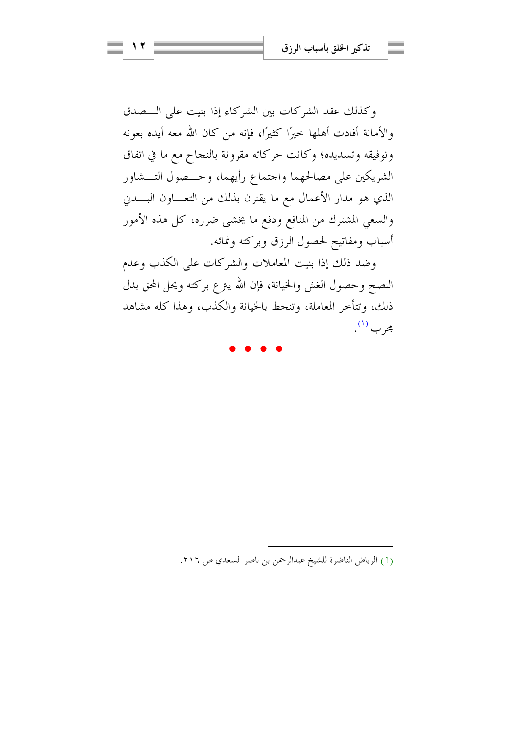وكذلك عقد الشركات بين الشركاء إذا بنيت على الصدق والأمانة أفادت أهلها خيرًا كثيرًا، فإنه من كان الله معه أيده بعونه وتوفيقه وتسديده؛ وكانت حركاته مقرونة بالنجاح مع ما في اتفاق الشريكين على مصالحهما واجتماع رأيهما، وحصول التشاور الذي هو مدار الأعمال مع ما يقترن بذلك من التعاون البدني والسعي المشترك من المنافع ودفع ما يخشى ضرره، كل هذه الأمور أسباب ومفاتيح لحصول الرزق وبركته ونمائه.

وضد ذلك إذا بنيت المعاملات والشركات على الكذب وعدم النصح وحصول الغش والخيانة، فإن الله يترع بركته ويحل المحق بدل ذلك، وتتأخر المعاملة، وتنحط بالخيانة والكذب، وهذا كله مشاهد مجرب [1].

● ● ● ●

---

(1) الرياض الناضرة للشيخ عبدالرحمن بن ناصر السعدي ص ٢١٦.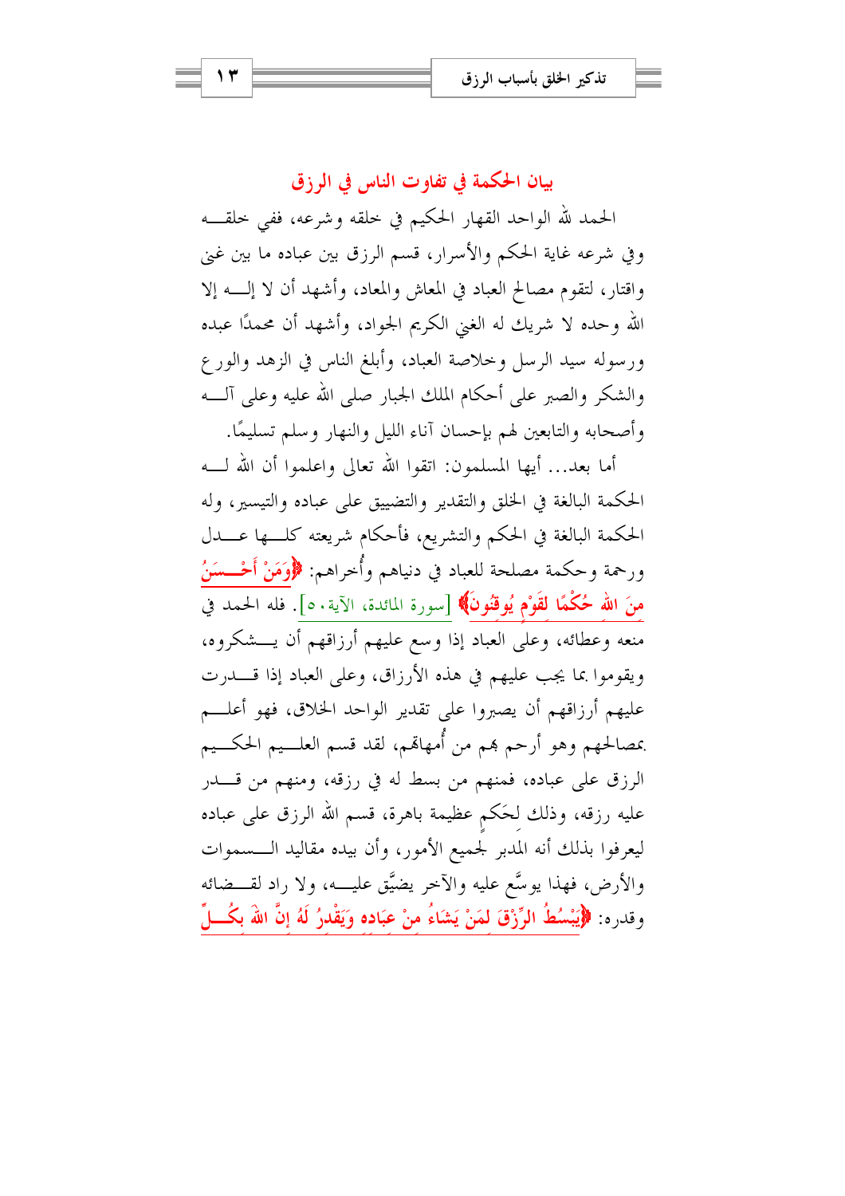## بيان الحكمة في تفاوت الناس في الرزق

الحمد لله الواحد القهار الحكيم في خلقه وشرعه، ففي خلقه وفي شرعه غاية الحكم والأسرار، قسم الرزق بين عباده ما بين غني واقتار، لتقوم مصالح العباد في المعاش والمعاد، وأشهد أن لا إله إلا الله وحده لا شريك له الغني الكريم الجواد، وأشهد أن محمدًا عبده ورسوله سيد الرسل وخلاصة العباد، وأبلغ الناس في الزهد والورع والشكر والصبر على أحكام الملك الجبار صلى الله عليه وعلى آله وأصحابه والتابعين لهم بإحسان آناء الليل والنهار وسلم تسليمًا.

أما بعد... أيها المسلمون: اتقوا الله تعالى واعلموا أن الله له الحكمة البالغة في الخلق والتقدير والتضييق على عباده والتيسير، وله الحكمة البالغة في الحكم والتشريع، فأحكام شريعته كلها عدل ورحمة وحكمة مصلحة للعباد في دنياهم وأُخراهم: ﴿وَمَنْ أَحْسَنُ مِنَ اللهِ حُكْمًا لِقَوْمٍ يُوقِنُونَ﴾ [سورة المائدة، الآية ٥٠]. فله الحمد في منعه وعطائه، وعلى العباد إذا وسع عليهم أرزاقهم أن يشكروه، ويقوموا بما يجب عليهم في هذه الأرزاق، وعلى العباد إذا قدرت عليهم أرزاقهم أن يصبروا على تقدير الواحد الخلاق، فهو أعلم بمصالحهم وهو أرحم بهم من أُمهاتهم، لقد قسم العليم الحكيم الرزق على عباده، فمنهم من بسط له في رزقه، ومنهم من قدر عليه رزقه، وذلك لِحَكم عظيمة باهرة، قسم الله الرزق على عباده ليعرفوا بذلك أنه المدبر لجميع الأمور، وأن بيده مقاليد السموات والأرض، فهذا يوسَّع عليه والآخر يضيَّق عليه، ولا راد لقضائه وقدره: ﴿يَبْسُطُ الرِّزْقَ لِمَنْ يَشَاءُ مِنْ عِبَادِهِ وَيَقْدِرُ لَهُ إِنَّ اللهَ بِكُلِّ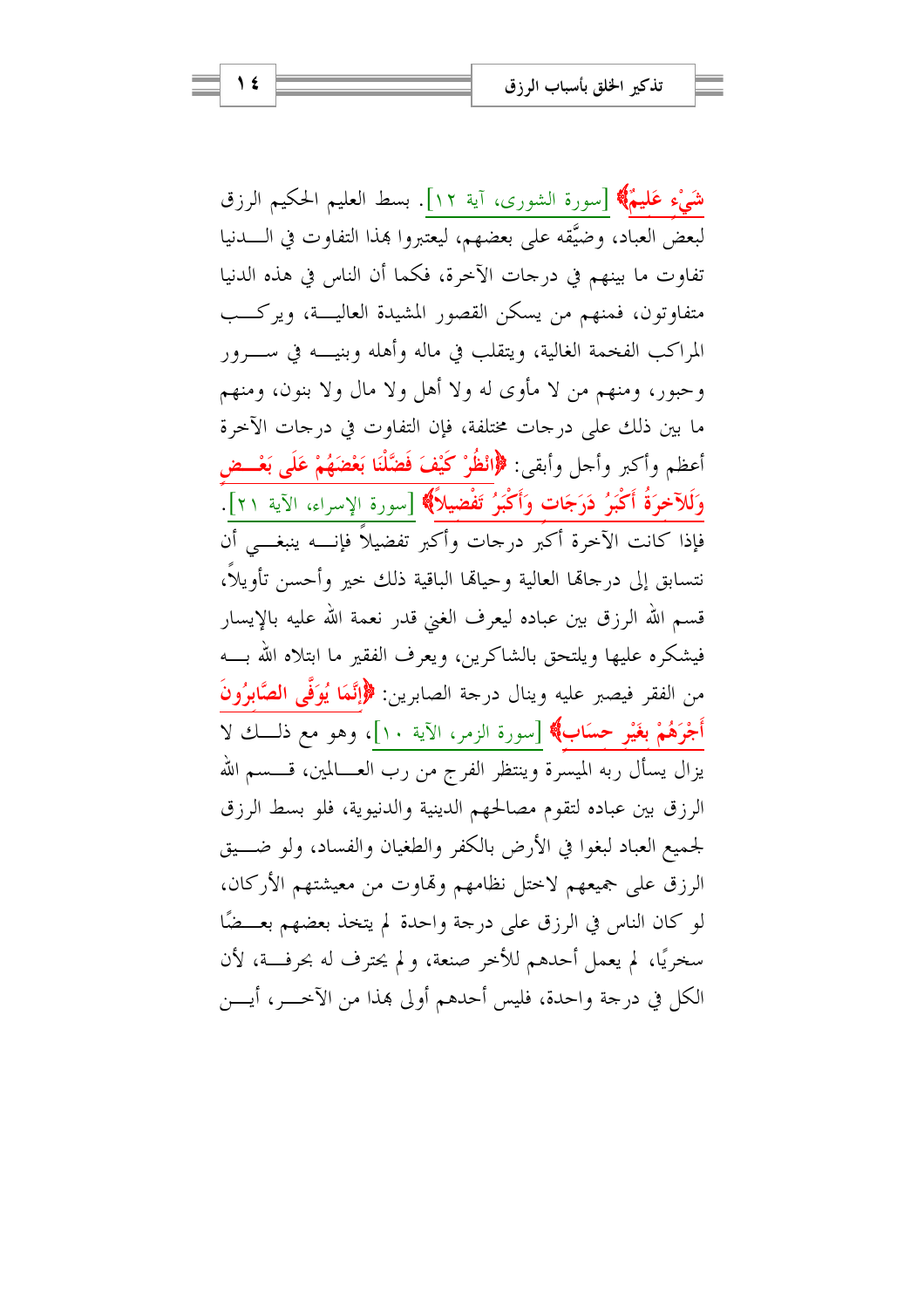شَيْءٍ عَلِيمٌ﴾ [سورة الشورى، آية ١٢]. بسط العليم الحكيم الرزق لبعض العباد، وضيَّقه على بعضهم، ليعتبروا بهذا التفاوت في الدنيا تفاوت ما بينهم في درجات الآخرة، فكما أن الناس في هذه الدنيا متفاوتون، فمنهم من يسكن القصور المشيدة العالية، ويركب المراكب الفخمة الغالية، ويتقلب في ماله وأهله وبنيه في سرور وحبور، ومنهم من لا مأوى له ولا أهل ولا مال ولا بنون، ومنهم ما بين ذلك على درجات مختلفة، فإن التفاوت في درجات الآخرة أعظم وأكبر وأجل وأبقى: ﴿انْظُرْ كَيْفَ فَضَّلْنَا بَعْضَهُمْ عَلَى بَعْضٍ وَلَلآخِرَةُ أَكْبَرُ دَرَجَاتٍ وَأَكْبَرُ تَفْضِيلاً﴾ [سورة الإسراء، الآية ٢١]. فإذا كانت الآخرة أكبر درجات وأكبر تفضيلاً فإنه ينبغي أن نتسابق إلى درجاتها العالية وحياتها الباقية ذلك خير وأحسن تأويلاً، قسم الله الرزق بين عباده ليعرف الغني قدر نعمة الله عليه بالإيسار فيشكره عليها ويلتحق بالشاكرين، ويعرف الفقير ما ابتلاه الله به من الفقر فيصبر عليه وينال درجة الصابرين: ﴿إِنَّمَا يُوَفَّى الصَّابِرُونَ أَجْرَهُمْ بِغَيْرِ حِسَابٍ﴾ [سورة الزمر، الآية ١٠]، وهو مع ذلك لا يزال يسأل ربه الميسرة وينتظر الفرج من رب العالمين، قسم الله الرزق بين عباده لتقوم مصالحهم الدينية والدنيوية، فلو بسط الرزق لجميع العباد لبغوا في الأرض بالكفر والطغيان والفساد، ولو ضيق الرزق على جميعهم لاختل نظامهم وتهاوت من معيشتهم الأركان، لو كان الناس في الرزق على درجة واحدة لم يتخذ بعضهم بعضًا سخريًا، لم يعمل أحدهم للأخر صنعة، و لم يحترف له بحرفة، لأن الكل في درجة واحدة، فليس أحدهم أولى بهذا من الآخر، أين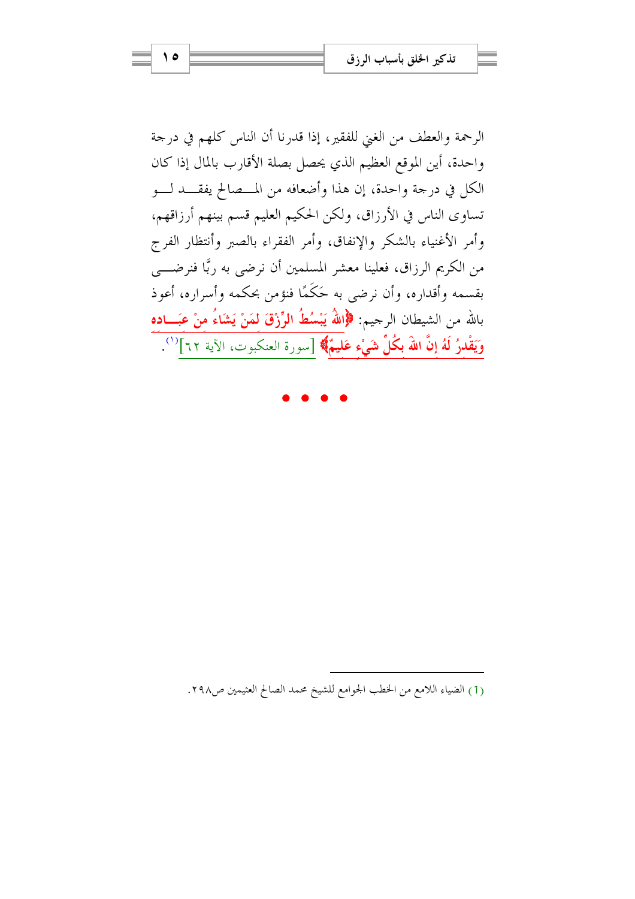الرحمة والعطف من الغني للفقير، إذا قدرنا أن الناس كلهم في درجة واحدة، أين الموقع العظيم الذي يحصل بصلة الأقارب بالمال إذا كان الكل في درجة واحدة، إن هذا وأضعافه من المصالح يفقد لو تساوى الناس في الأرزاق، ولكن الحكيم العليم قسم بينهم أرزاقهم، وأمر الأغنياء بالشكر والإنفاق، وأمر الفقراء بالصبر وأنتظار الفرج من الكريم الرزاق، فعلينا معشر المسلمين أن نرضى به ربًّا فنرضى بقسمه وأقداره، وأن نرضى به حَكَمًا فنؤمن بحكمه وأسراره، أعوذ بالله من الشيطان الرجيم: ﴿اللَّهُ يَبْسُطُ الرِّزْقَ لِمَنْ يَشَاءُ مِنْ عِبَادِهِ وَيَقْدِرُ لَهُ إِنَّ اللَّهَ بِكُلِّ شَيْءٍ عَلِيمٌ﴾ [سورة العنكبوت، الآية ٦٢][1].

● ● ● ●

---

(1) الضياء اللامع من الخطب الجوامع للشيخ محمد الصالح العثيمين ص٢٩٨.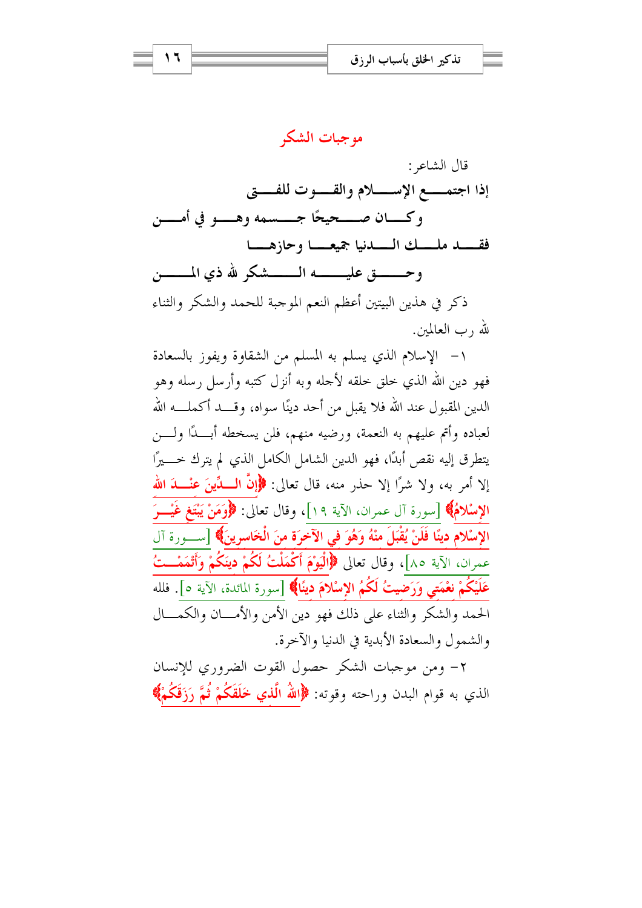## موجبات الشكر

قال الشاعر:

**إذا اجتمع الإسلام والقوت للفتى**
**وكان صحيحًا جسمه وهو في أمن**
**فقد ملك الدنيا جميعا وحازها**
**وحق عليه الشكر لله ذي المن**

ذكر في هذين البيتين أعظم النعم الموجبة للحمد والشكر والثناء لله رب العالمين.

١- الإسلام الذي يسلم به المسلم من الشقاوة ويفوز بالسعادة فهو دين الله الذي خلق خلقه لأجله وبه أنزل كتبه وأرسل رسله وهو الدين المقبول عند الله فلا يقبل من أحد دينًا سواه، وقد أكمله الله لعباده وأتم عليهم به النعمة، ورضيه منهم، فلن يسخطه أبدًا ولن يتطرق إليه نقص أبدًا، فهو الدين الشامل الكامل الذي لم يترك خيرًا إلا أمر به، ولا شرًا إلا حذر منه، قال تعالى: ﴿إِنَّ الدِّينَ عِنْدَ اللهِ الإِسْلامُ﴾ [سورة آل عمران، الآية ١٩]، وقال تعالى: ﴿وَمَنْ يَبْتَغِ غَيْرَ الإِسْلامِ دِينًا فَلَنْ يُقْبَلَ مِنْهُ وَهُوَ فِي الآخِرَةِ مِنَ الْخَاسِرِينَ﴾ [سورة آل عمران، الآية ٨٥]، وقال تعالى ﴿الْيَوْمَ أَكْمَلْتُ لَكُمْ دِينَكُمْ وَأَتْمَمْتُ عَلَيْكُمْ نِعْمَتِي وَرَضِيتُ لَكُمُ الإِسْلامَ دِينًا﴾ [سورة المائدة، الآية ٥]. فلله الحمد والشكر والثناء على ذلك فهو دين الأمن والأمان والكمال والشمول والسعادة الأبدية في الدنيا والآخرة.

٢- ومن موجبات الشكر حصول القوت الضروري للإنسان الذي به قوام البدن وراحته وقوته: ﴿اللهُ الَّذِي خَلَقَكُمْ ثُمَّ رَزَقَكُمْ﴾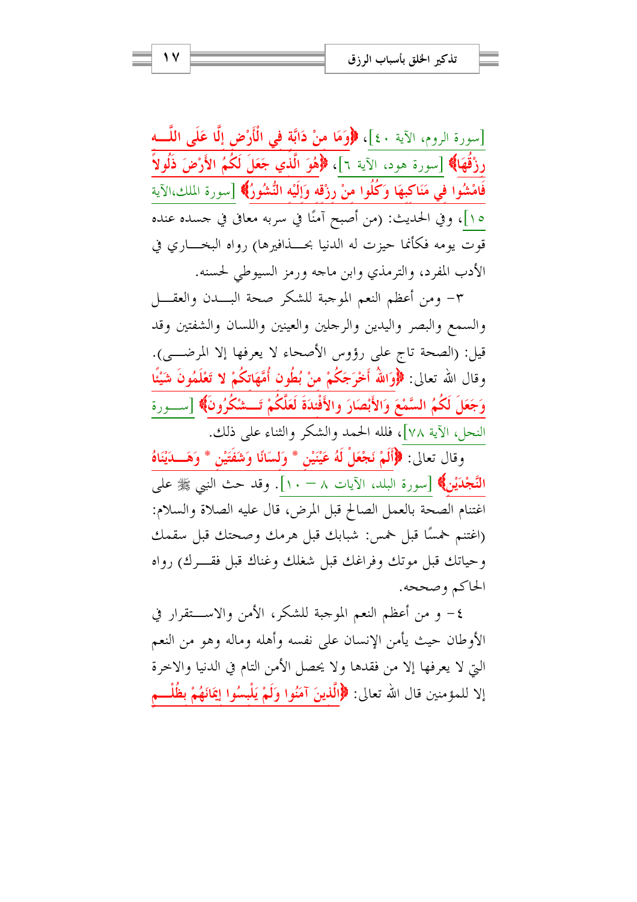[سورة الروم، الآية ٤٠]، ﴿وَمَا مِنْ دَابَّةٍ فِي الْأَرْضِ إِلَّا عَلَى اللَّهِ رِزْقُهَا﴾ [سورة هود، الآية ٦]، ﴿هُوَ الَّذِي جَعَلَ لَكُمُ الْأَرْضَ ذَلُولاً فَامْشُوا فِي مَنَاكِبِهَا وَكُلُوا مِنْ رِزْقِهِ وَإِلَيْهِ النُّشُورُ﴾ [سورة الملك،الآية ١٥]، وفي الحديث: (من أصبح آمنًا في سربه معافى في جسده عنده قوت يومه فكأنما حيزت له الدنيا بحذافيرها) رواه البخاري في الأدب المفرد، والترمذي وابن ماجه ورمز السيوطي لحسنه.

٣- ومن أعظم النعم الموجبة للشكر صحة البدن والعقل والسمع والبصر واليدين والرجلين والعينين واللسان والشفتين وقد قيل: (الصحة تاج على رؤوس الأصحاء لا يعرفها إلا المرضى). وقال الله تعالى: ﴿وَاللَّهُ أَخْرَجَكُمْ مِنْ بُطُونِ أُمَّهَاتِكُمْ لا تَعْلَمُونَ شَيْئًا وَجَعَلَ لَكُمُ السَّمْعَ وَالأَبْصَارَ والأَفْئِدَةَ لَعَلَّكُمْ تَشْكُرُونَ﴾ [سورة النحل، الآية ٧٨]، فلله الحمد والشكر والثناء على ذلك.

وقال تعالى: ﴿أَلَمْ نَجْعَلْ لَهُ عَيْنَيْنِ * وَلِسَانًا وَشَفَتَيْنِ * وَهَدَيْنَاهُ النَّجْدَيْنِ﴾ [سورة البلد، الآيات ٨ – ١٠]. وقد حث النبي ﷺ على اغتنام الصحة بالعمل الصالح قبل المرض، قال عليه الصلاة والسلام: (اغتنم خمسًا قبل خمس: شبابك قبل هرمك وصحتك قبل سقمك وحياتك قبل موتك وفراغك قبل شغلك وغناك قبل فقرك) رواه الحاكم وصححه.

٤- و من أعظم النعم الموجبة للشكر، الأمن والاستقرار في الأوطان حيث يأمن الإنسان على نفسه وأهله وماله وهو من النعم التي لا يعرفها إلا من فقدها ولا يحصل الأمن التام في الدنيا والاخرة إلا للمؤمنين قال الله تعالى: ﴿الَّذِينَ آمَنُوا وَلَمْ يَلْبِسُوا إِيمَانَهُمْ بِظُلْمٍ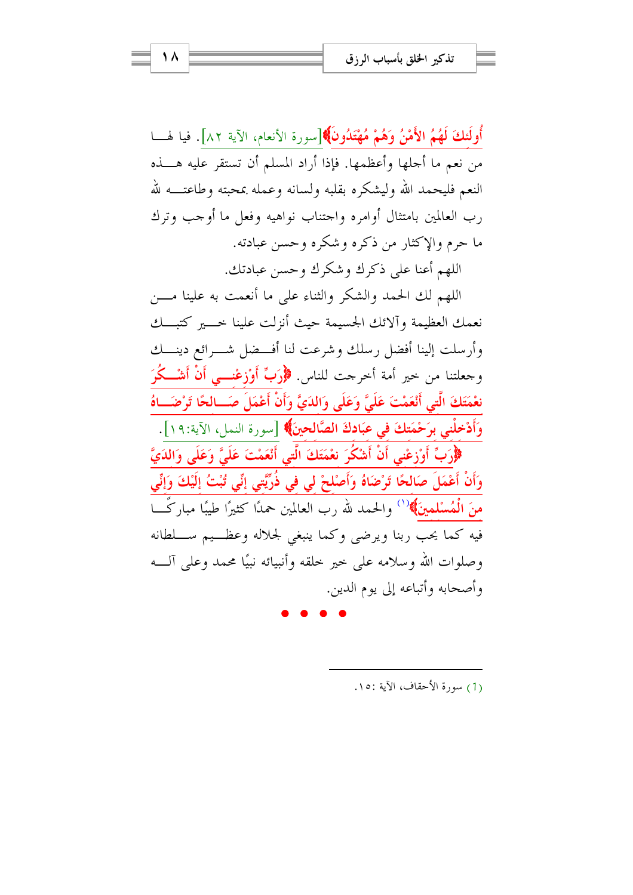﴿أُولَئِكَ لَهُمُ الأَمْنُ وَهُمْ مُهْتَدُونَ﴾[سورة الأنعام، الآية ٨٢]. فيا لها من نعم ما أجلها وأعظمها. فإذا أراد المسلم أن تستقر عليه هذه النعم فليحمد الله وليشكره بقلبه ولسانه وعمله بمحبته وطاعته لله رب العالمين بامتثال أوامره واجتناب نواهيه وفعل ما أوجب وترك ما حرم والإكثار من ذكره وشكره وحسن عبادته.

اللهم أعنا على ذكرك وشكرك وحسن عبادتك.

اللهم لك الحمد والشكر والثناء على ما أنعمت به علينا من نعمك العظيمة وآلائك الجسيمة حيث أنزلت علينا خير كتبك وأرسلت إلينا أفضل رسلك وشرعت لنا أفضل شرائع دينك وجعلتنا من خير أمة أخرجت للناس. ﴿رَبِّ أَوْزِعْنِي أَنْ أَشْكُرَ نِعْمَتَكَ الَّتِي أَنْعَمْتَ عَلَيَّ وَعَلَى وَالِدَيَّ وَأَنْ أَعْمَلَ صَالِحًا تَرْضَاهُ وَأَدْخِلْنِي بِرَحْمَتِكَ فِي عِبَادِكَ الصَّالِحِينَ﴾ [سورة النمل، الآية:١٩]. ﴿رَبِّ أَوْزِعْنِي أَنْ أَشْكُرَ نِعْمَتَكَ الَّتِي أَنْعَمْتَ عَلَيَّ وَعَلَى وَالِدَيَّ وَأَنْ أَعْمَلَ صَالِحًا تَرْضَاهُ وَأَصْلِحْ لِي فِي ذُرِّيَّتِي إِنِّي تُبْتُ إِلَيْكَ وَإِنِّي مِنَ الْمُسْلِمِينَ﴾[1] والحمد لله رب العالمين حمدًا كثيرًا طيبًا مباركًا فيه كما يحب ربنا ويرضى وكما ينبغي لجلاله وعظيم سلطانه وصلوات الله وسلامه على خير خلقه وأنبيائه نبيًا محمد وعلى آله وأصحابه وأتباعه إلى يوم الدين.

● ● ● ●

---

(1) سورة الأحقاف، الآية :١٥.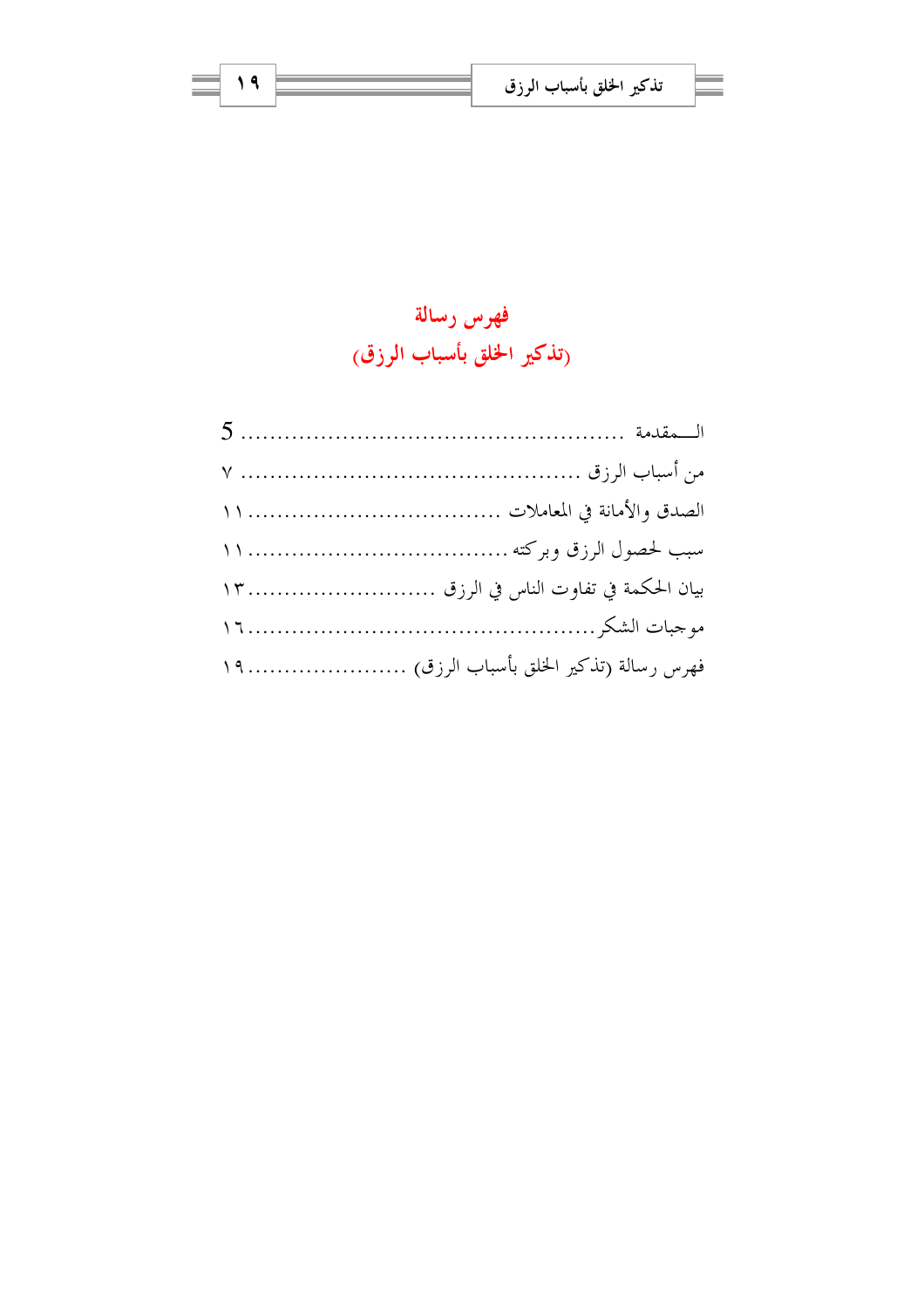# فهرس رسالة
# (تذكير الخلق بأسباب الرزق)

| | |
|---|---|
| الـــمقدمة | 5 |
| من أسباب الرزق | ٧ |
| الصدق والأمانة في المعاملات | ١١ |
| سبب لحصول الرزق وبركته | ١١ |
| بيان الحكمة في تفاوت الناس في الرزق | ١٣ |
| موجبات الشكر | ١٦ |
| فهرس رسالة (تذكير الخلق بأسباب الرزق) | ١٩ |